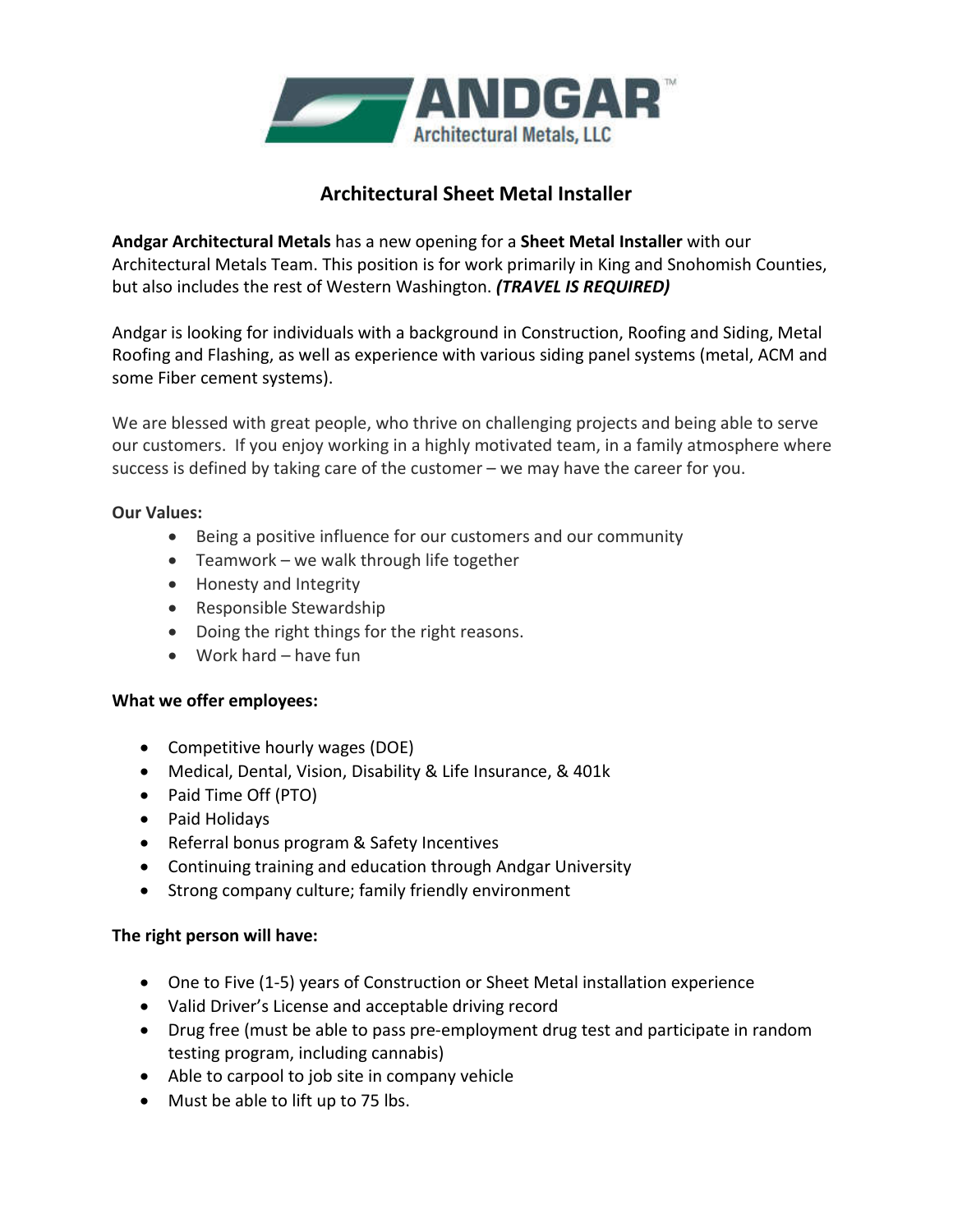ANDGAR™
Architectural Metals, LLC

# Architectural Sheet Metal Installer

**Andgar Architectural Metals** has a new opening for a **Sheet Metal Installer** with our Architectural Metals Team. This position is for work primarily in King and Snohomish Counties, but also includes the rest of Western Washington. ***(TRAVEL IS REQUIRED)***

Andgar is looking for individuals with a background in Construction, Roofing and Siding, Metal Roofing and Flashing, as well as experience with various siding panel systems (metal, ACM and some Fiber cement systems).

We are blessed with great people, who thrive on challenging projects and being able to serve our customers. If you enjoy working in a highly motivated team, in a family atmosphere where success is defined by taking care of the customer – we may have the career for you.

**Our Values:**

- Being a positive influence for our customers and our community
- Teamwork – we walk through life together
- Honesty and Integrity
- Responsible Stewardship
- Doing the right things for the right reasons.
- Work hard – have fun

**What we offer employees:**

- Competitive hourly wages (DOE)
- Medical, Dental, Vision, Disability & Life Insurance, & 401k
- Paid Time Off (PTO)
- Paid Holidays
- Referral bonus program & Safety Incentives
- Continuing training and education through Andgar University
- Strong company culture; family friendly environment

**The right person will have:**

- One to Five (1-5) years of Construction or Sheet Metal installation experience
- Valid Driver's License and acceptable driving record
- Drug free (must be able to pass pre-employment drug test and participate in random testing program, including cannabis)
- Able to carpool to job site in company vehicle
- Must be able to lift up to 75 lbs.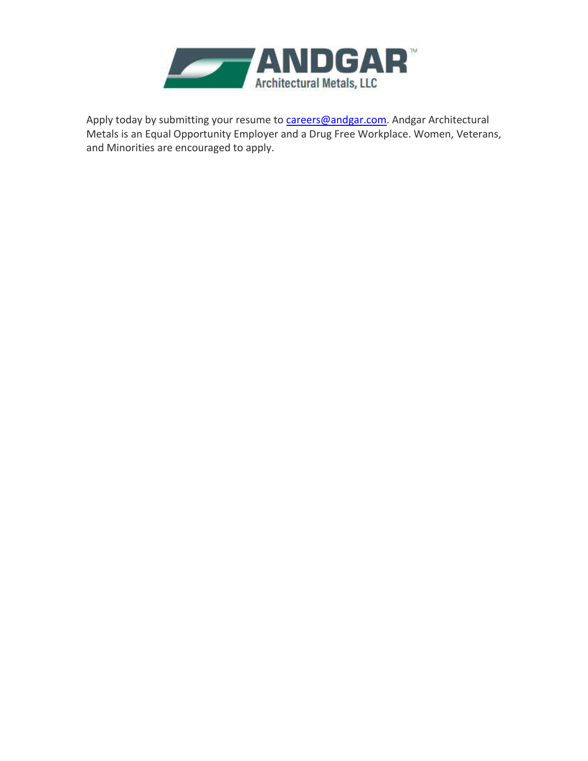Apply today by submitting your resume to careers@andgar.com. Andgar Architectural Metals is an Equal Opportunity Employer and a Drug Free Workplace. Women, Veterans, and Minorities are encouraged to apply.